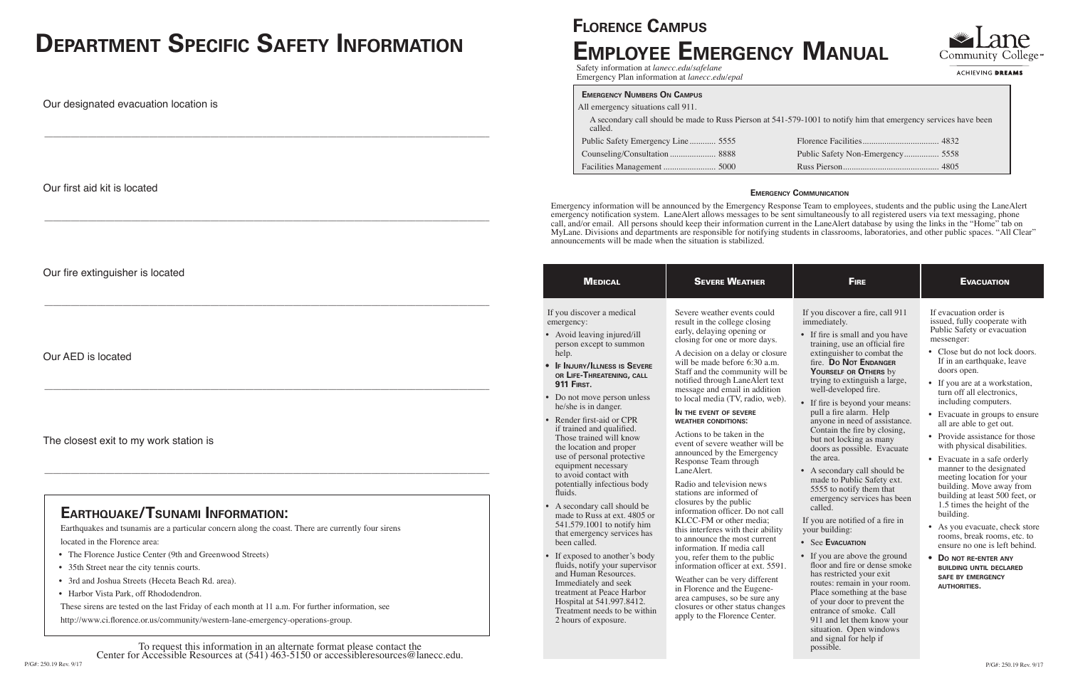// Note: the footer "P/G#: 250.19 Rev. 9/17" was omitted as a running footer.
# Department Specific Safety Information

Our designated evacuation location is

\_\_\_\_\_\_\_\_\_\_\_\_\_\_\_\_\_\_\_\_\_\_\_\_\_\_\_\_\_\_\_\_\_\_\_\_\_\_\_\_\_\_\_\_\_\_\_\_\_\_\_\_\_\_\_\_\_\_\_\_

Our first aid kit is located

\_\_\_\_\_\_\_\_\_\_\_\_\_\_\_\_\_\_\_\_\_\_\_\_\_\_\_\_\_\_\_\_\_\_\_\_\_\_\_\_\_\_\_\_\_\_\_\_\_\_\_\_\_\_\_\_\_\_\_\_

Our fire extinguisher is located

\_\_\_\_\_\_\_\_\_\_\_\_\_\_\_\_\_\_\_\_\_\_\_\_\_\_\_\_\_\_\_\_\_\_\_\_\_\_\_\_\_\_\_\_\_\_\_\_\_\_\_\_\_\_\_\_\_\_\_\_

Our AED is located

\_\_\_\_\_\_\_\_\_\_\_\_\_\_\_\_\_\_\_\_\_\_\_\_\_\_\_\_\_\_\_\_\_\_\_\_\_\_\_\_\_\_\_\_\_\_\_\_\_\_\_\_\_\_\_\_\_\_\_\_

The closest exit to my work station is

\_\_\_\_\_\_\_\_\_\_\_\_\_\_\_\_\_\_\_\_\_\_\_\_\_\_\_\_\_\_\_\_\_\_\_\_\_\_\_\_\_\_\_\_\_\_\_\_\_\_\_\_\_\_\_\_\_\_\_\_

## Earthquake/Tsunami Information:

Earthquakes and tsunamis are a particular concern along the coast. There are currently four sirens located in the Florence area:

- The Florence Justice Center (9th and Greenwood Streets)
- 35th Street near the city tennis courts.
- 3rd and Joshua Streets (Heceta Beach Rd. area).
- Harbor Vista Park, off Rhododendron.

These sirens are tested on the last Friday of each month at 11 a.m. For further information, see http://www.ci.florence.or.us/community/western-lane-emergency-operations-group.

To request this information in an alternate format please contact the Center for Accessible Resources at (541) 463-5150 or accessibleresources@lanecc.edu.

# Florence Campus
# Employee Emergency Manual

Lane Community College — ACHIEVING DREAMS

Safety information at *lanecc.edu/safelane*
Emergency Plan information at *lanecc.edu/epal*

### Emergency Numbers On Campus

All emergency situations call 911.

A secondary call should be made to Russ Pierson at 541-579-1001 to notify him that emergency services have been called.

| | | | |
|---|---|---|---|
| Public Safety Emergency Line | 5555 | Florence Facilities | 4832 |
| Counseling/Consultation | 8888 | Public Safety Non-Emergency | 5558 |
| Facilities Management | 5000 | Russ Pierson | 4805 |

### Emergency Communication

Emergency information will be announced by the Emergency Response Team to employees, students and the public using the LaneAlert emergency notification system. LaneAlert allows messages to be sent simultaneously to all registered users via text messaging, phone call, and/or email. All persons should keep their information current in the LaneAlert database by using the links in the "Home" tab on MyLane. Divisions and departments are responsible for notifying students in classrooms, laboratories, and other public spaces. "All Clear" announcements will be made when the situation is stabilized.

## Medical

If you discover a medical emergency:

- Avoid leaving injured/ill person except to summon help.
- **If Injury/Illness is Severe or Life-Threatening, call 911 First.**
- Do not move person unless he/she is in danger.
- Render first-aid or CPR if trained and qualified. Those trained will know the location and proper use of personal protective equipment necessary to avoid contact with potentially infectious body fluids.
- A secondary call should be made to Russ at ext. 4805 or 541.579.1001 to notify him that emergency services has been called.
- If exposed to another's body fluids, notify your supervisor and Human Resources. Immediately and seek treatment at Peace Harbor Hospital at 541.997.8412. Treatment needs to be within 2 hours of exposure.

## Severe Weather

Severe weather events could result in the college closing early, delaying opening or closing for one or more days.

A decision on a delay or closure will be made before 6:30 a.m. Staff and the community will be notified through LaneAlert text message and email in addition to local media (TV, radio, web).

**In the event of severe weather conditions:**

Actions to be taken in the event of severe weather will be announced by the Emergency Response Team through LaneAlert.

Radio and television news stations are informed of closures by the public information officer. Do not call KLCC-FM or other media; this interferes with their ability to announce the most current information. If media call you, refer them to the public information officer at ext. 5591.

Weather can be very different in Florence and the Eugene-area campuses, so be sure any closures or other status changes apply to the Florence Center.

## Fire

If you discover a fire, call 911 immediately.

- If fire is small and you have training, use an official fire extinguisher to combat the fire. **Do Not Endanger Yourself or Others** by trying to extinguish a large, well-developed fire.
- If fire is beyond your means: pull a fire alarm. Help anyone in need of assistance. Contain the fire by closing, but not locking as many doors as possible. Evacuate the area.
- A secondary call should be made to Public Safety ext. 5555 to notify them that emergency services has been called.

If you are notified of a fire in your building:

- See **Evacuation**
- If you are above the ground floor and fire or dense smoke has restricted your exit routes: remain in your room. Place something at the base of your door to prevent the entrance of smoke. Call 911 and let them know your situation. Open windows and signal for help if possible.

## Evacuation

If evacuation order is issued, fully cooperate with Public Safety or evacuation messenger:

- Close but do not lock doors. If in an earthquake, leave doors open.
- If you are at a workstation, turn off all electronics, including computers.
- Evacuate in groups to ensure all are able to get out.
- Provide assistance for those with physical disabilities.
- Evacuate in a safe orderly manner to the designated meeting location for your building. Move away from building at least 500 feet, or 1.5 times the height of the building.
- As you evacuate, check store rooms, break rooms, etc. to ensure no one is left behind.
- **Do not re-enter any building until declared safe by emergency authorities.**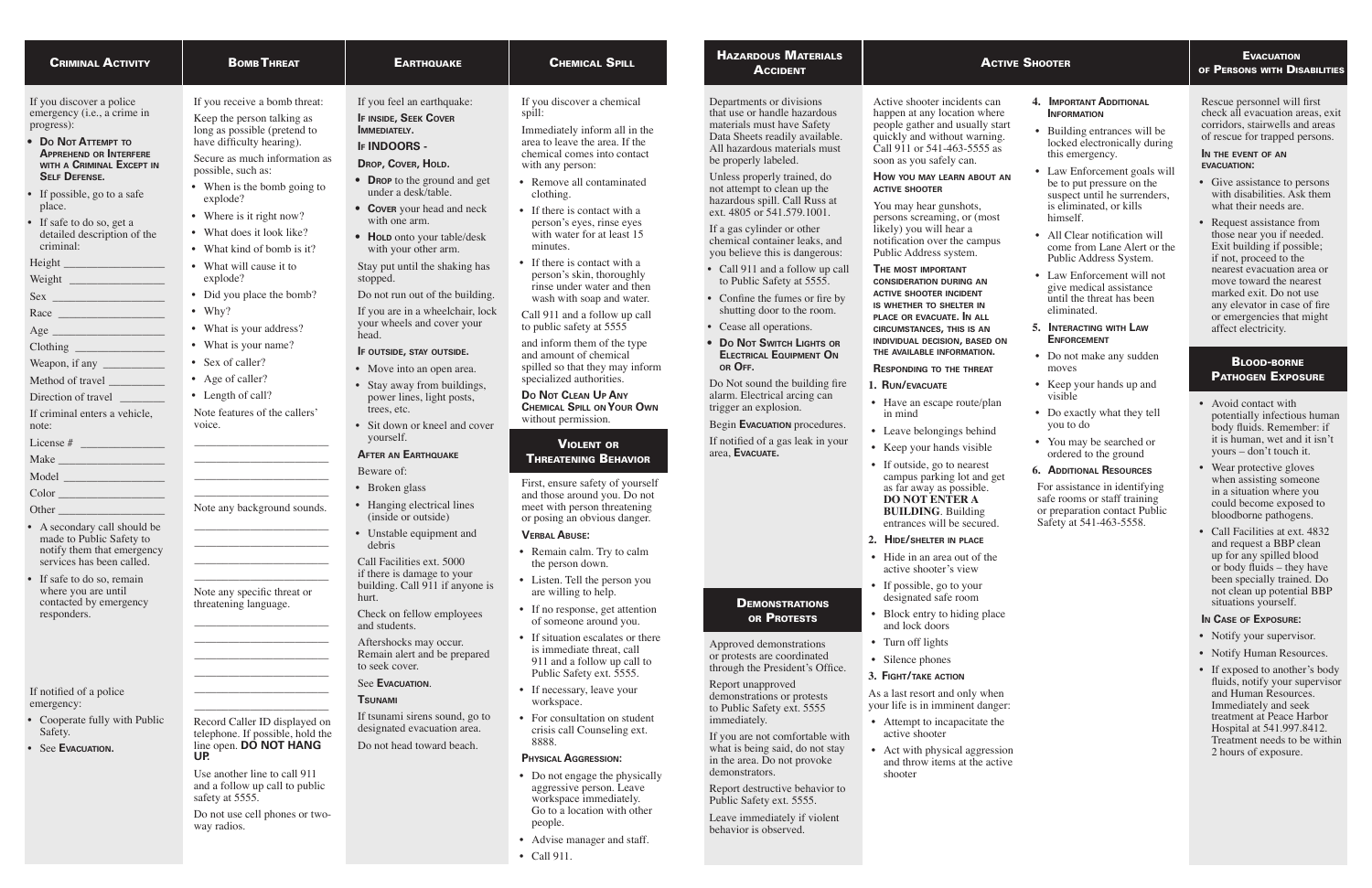## Criminal Activity

If you discover a police emergency (i.e., a crime in progress):

- **Do Not Attempt to Apprehend or Interfere with a Criminal Except in Self Defense.**
- If possible, go to a safe place.
- If safe to do so, get a detailed description of the criminal:

Height ________________

Weight ________________

Sex ________________

Race ________________

Age ________________

Clothing ________________

Weapon, if any ________________

Method of travel ________________

Direction of travel ________________

If criminal enters a vehicle, note:

License # ________________

Make ________________

Model ________________

Color ________________

Other ________________

- A secondary call should be made to Public Safety to notify them that emergency services has been called.
- If safe to do so, remain where you are until contacted by emergency responders.

If notified of a police emergency:

- Cooperate fully with Public Safety.
- See **Evacuation.**

## Bomb Threat

If you receive a bomb threat:

Keep the person talking as long as possible (pretend to have difficulty hearing).

Secure as much information as possible, such as:

- When is the bomb going to explode?
- Where is it right now?
- What does it look like?
- What kind of bomb is it?
- What will cause it to explode?
- Did you place the bomb?
- Why?
- What is your address?
- What is your name?
- Sex of caller?
- Age of caller?
- Length of call?

Note features of the callers' voice.

________________

________________

________________

________________

Note any background sounds.

________________

________________

________________

________________

Note any specific threat or threatening language.

________________

________________

________________

________________

________________

________________

Record Caller ID displayed on telephone. If possible, hold the line open. **DO NOT HANG UP.**

Use another line to call 911 and a follow up call to public safety at 5555.

Do not use cell phones or two-way radios.

## Earthquake

If you feel an earthquake:

**If inside, Seek Cover Immediately.**

**If INDOORS - Drop, Cover, Hold.**

- **Drop** to the ground and get under a desk/table.
- **Cover** your head and neck with one arm.
- **Hold** onto your table/desk with your other arm.

Stay put until the shaking has stopped.

Do not run out of the building.

If you are in a wheelchair, lock your wheels and cover your head.

**If outside, stay outside.**

- Move into an open area.
- Stay away from buildings, power lines, light posts, trees, etc.
- Sit down or kneel and cover yourself.

**After an Earthquake**

Beware of:

- Broken glass
- Hanging electrical lines (inside or outside)
- Unstable equipment and debris

Call Facilities ext. 5000 if there is damage to your building. Call 911 if anyone is hurt.

Check on fellow employees and students.

Aftershocks may occur. Remain alert and be prepared to seek cover.

See **Evacuation.**

**Tsunami**

If tsunami sirens sound, go to designated evacuation area.

Do not head toward beach.

## Chemical Spill

If you discover a chemical spill:

Immediately inform all in the area to leave the area. If the chemical comes into contact with any person:

- Remove all contaminated clothing.
- If there is contact with a person's eyes, rinse eyes with water for at least 15 minutes.
- If there is contact with a person's skin, thoroughly rinse under water and then wash with soap and water.

Call 911 and a follow up call to public safety at 5555

and inform them of the type and amount of chemical spilled so that they may inform specialized authorities.

**Do Not Clean Up Any Chemical Spill on Your Own** without permission.

## Violent or Threatening Behavior

First, ensure safety of yourself and those around you. Do not meet with person threatening or posing an obvious danger.

**Verbal Abuse:**

- Remain calm. Try to calm the person down.
- Listen. Tell the person you are willing to help.
- If no response, get attention of someone around you.
- If situation escalates or there is immediate threat, call 911 and a follow up call to Public Safety ext. 5555.
- If necessary, leave your workspace.
- For consultation on student crisis call Counseling ext. 8888.

**Physical Aggression:**

- Do not engage the physically aggressive person. Leave workspace immediately. Go to a location with other people.
- Advise manager and staff.
- Call 911.

## Hazardous Materials Accident

Departments or divisions that use or handle hazardous materials must have Safety Data Sheets readily available. All hazardous materials must be properly labeled.

Unless properly trained, do not attempt to clean up the hazardous spill. Call Russ at ext. 4805 or 541.579.1001.

If a gas cylinder or other chemical container leaks, and you believe this is dangerous:

- Call 911 and a follow up call to Public Safety at 5555.
- Confine the fumes or fire by shutting door to the room.
- Cease all operations.
- **Do Not Switch Lights or Electrical Equipment On or Off.**

Do Not sound the building fire alarm. Electrical arcing can trigger an explosion.

Begin **Evacuation** procedures.

If notified of a gas leak in your area, **Evacuate.**

## Demonstrations or Protests

Approved demonstrations or protests are coordinated through the President's Office.

Report unapproved demonstrations or protests to Public Safety ext. 5555 immediately.

If you are not comfortable with what is being said, do not stay in the area. Do not provoke demonstrators.

Report destructive behavior to Public Safety ext. 5555.

Leave immediately if violent behavior is observed.

## Active Shooter

Active shooter incidents can happen at any location where people gather and usually start quickly and without warning. Call 911 or 541-463-5555 as soon as you safely can.

**How you may learn about an active shooter**

You may hear gunshots, persons screaming, or (most likely) you will hear a notification over the campus Public Address system.

**The most important consideration during an active shooter incident is whether to shelter in place or evacuate. In all circumstances, this is an individual decision, based on the available information.**

**Responding to the threat**

**1. Run/evacuate**

- Have an escape route/plan in mind
- Leave belongings behind
- Keep your hands visible
- If outside, go to nearest campus parking lot and get as far away as possible. **DO NOT ENTER A BUILDING**. Building entrances will be secured.

**2. Hide/shelter in place**

- Hide in an area out of the active shooter's view
- If possible, go to your designated safe room
- Block entry to hiding place and lock doors
- Turn off lights
- Silence phones

**3. Fight/take action**

As a last resort and only when your life is in imminent danger:

- Attempt to incapacitate the active shooter
- Act with physical aggression and throw items at the active shooter

**4. Important Additional Information**

- Building entrances will be locked electronically during this emergency.
- Law Enforcement goals will be to put pressure on the suspect until he surrenders, is eliminated, or kills himself.
- All Clear notification will come from Lane Alert or the Public Address System.
- Law Enforcement will not give medical assistance until the threat has been eliminated.

**5. Interacting with Law Enforcement**

- Do not make any sudden moves
- Keep your hands up and visible
- Do exactly what they tell you to do
- You may be searched or ordered to the ground

**6. Additional Resources**

For assistance in identifying safe rooms or staff training or preparation contact Public Safety at 541-463-5558.

## Evacuation of Persons with Disabilities

Rescue personnel will first check all evacuation areas, exit corridors, stairwells and areas of rescue for trapped persons.

**In the event of an evacuation:**

- Give assistance to persons with disabilities. Ask them what their needs are.
- Request assistance from those near you if needed. Exit building if possible; if not, proceed to the nearest evacuation area or move toward the nearest marked exit. Do not use any elevator in case of fire or emergencies that might affect electricity.

## Blood-borne Pathogen Exposure

- Avoid contact with potentially infectious human body fluids. Remember: if it is human, wet and it isn't yours – don't touch it.
- Wear protective gloves when assisting someone in a situation where you could become exposed to bloodborne pathogens.
- Call Facilities at ext. 4832 and request a BBP clean up for any spilled blood or body fluids – they have been specially trained. Do not clean up potential BBP situations yourself.

**In Case of Exposure:**

- Notify your supervisor.
- Notify Human Resources.
- If exposed to another's body fluids, notify your supervisor and Human Resources. Immediately and seek treatment at Peace Harbor Hospital at 541.997.8412. Treatment needs to be within 2 hours of exposure.